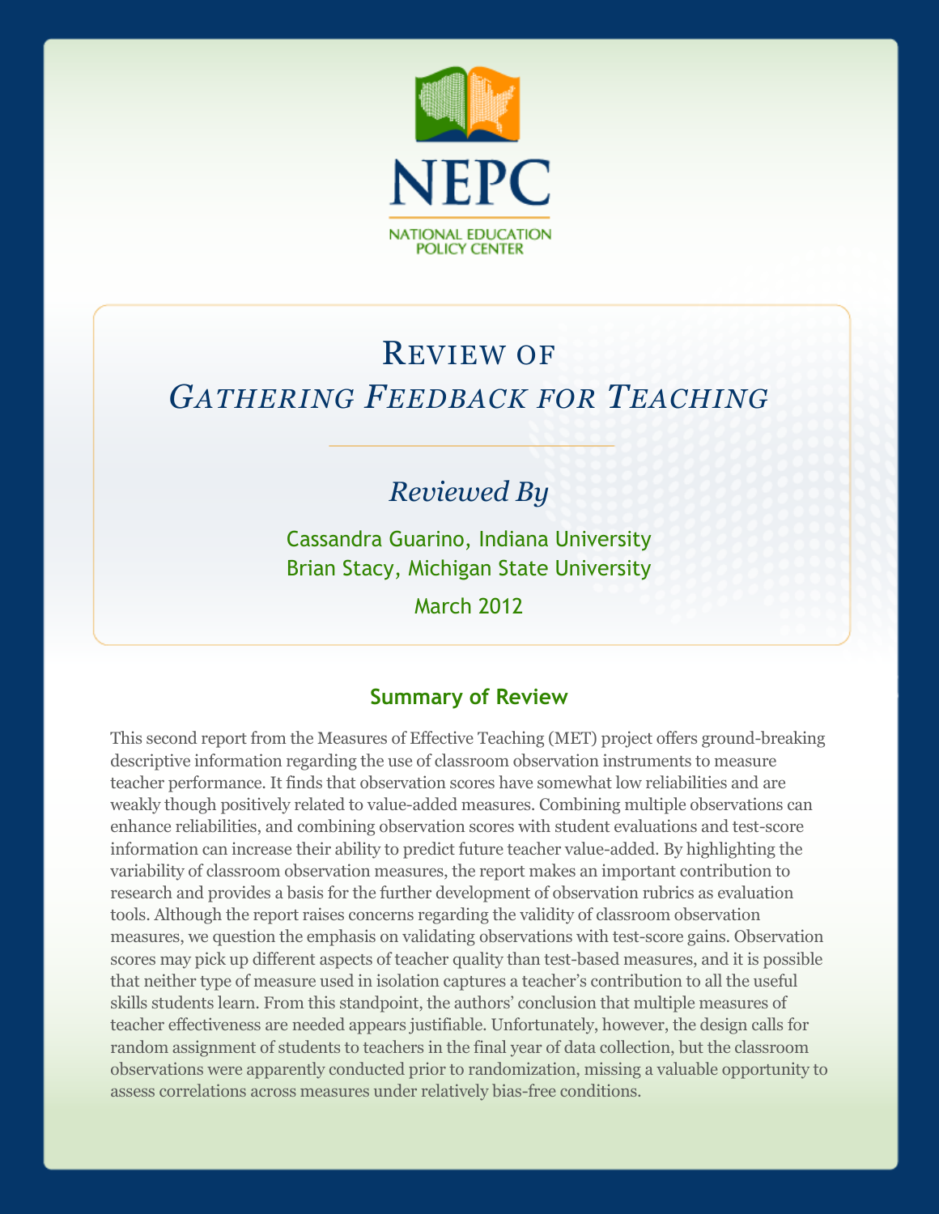NEPC

NATIONAL EDUCATION POLICY CENTER

# Review of *Gathering Feedback for Teaching*

*Reviewed By*

Cassandra Guarino, Indiana University

Brian Stacy, Michigan State University

March 2012

## Summary of Review

This second report from the Measures of Effective Teaching (MET) project offers ground-breaking descriptive information regarding the use of classroom observation instruments to measure teacher performance. It finds that observation scores have somewhat low reliabilities and are weakly though positively related to value-added measures. Combining multiple observations can enhance reliabilities, and combining observation scores with student evaluations and test-score information can increase their ability to predict future teacher value-added. By highlighting the variability of classroom observation measures, the report makes an important contribution to research and provides a basis for the further development of observation rubrics as evaluation tools. Although the report raises concerns regarding the validity of classroom observation measures, we question the emphasis on validating observations with test-score gains. Observation scores may pick up different aspects of teacher quality than test-based measures, and it is possible that neither type of measure used in isolation captures a teacher's contribution to all the useful skills students learn. From this standpoint, the authors' conclusion that multiple measures of teacher effectiveness are needed appears justifiable. Unfortunately, however, the design calls for random assignment of students to teachers in the final year of data collection, but the classroom observations were apparently conducted prior to randomization, missing a valuable opportunity to assess correlations across measures under relatively bias-free conditions.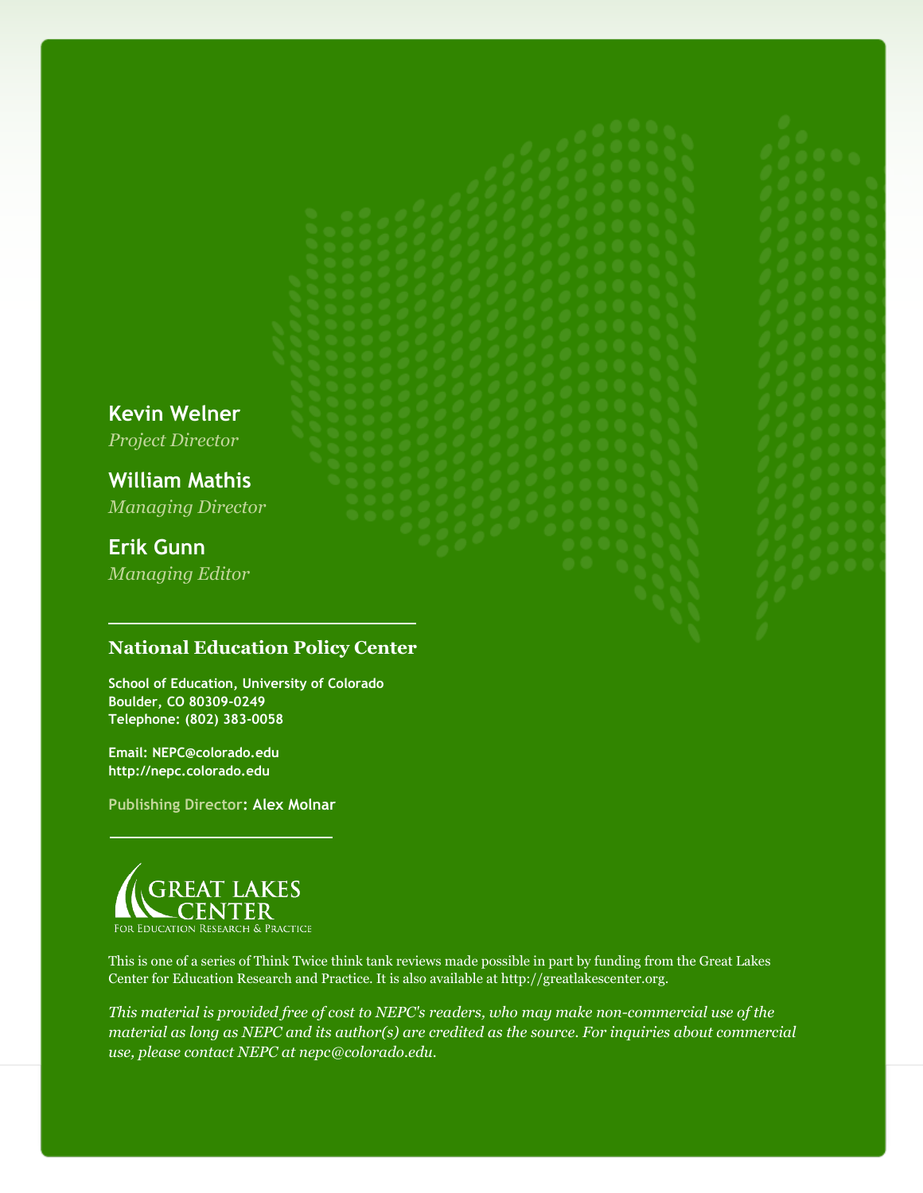**Kevin Welner**
*Project Director*

**William Mathis**
*Managing Director*

**Erik Gunn**
*Managing Editor*

---

**National Education Policy Center**

**School of Education, University of Colorado**
**Boulder, CO 80309-0249**
**Telephone: (802) 383-0058**

**Email: NEPC@colorado.edu**
**http://nepc.colorado.edu**

**Publishing Director: Alex Molnar**

---

GREAT LAKES CENTER
For Education Research & Practice

This is one of a series of Think Twice think tank reviews made possible in part by funding from the Great Lakes Center for Education Research and Practice. It is also available at http://greatlakescenter.org.

*This material is provided free of cost to NEPC's readers, who may make non-commercial use of the material as long as NEPC and its author(s) are credited as the source. For inquiries about commercial use, please contact NEPC at nepc@colorado.edu.*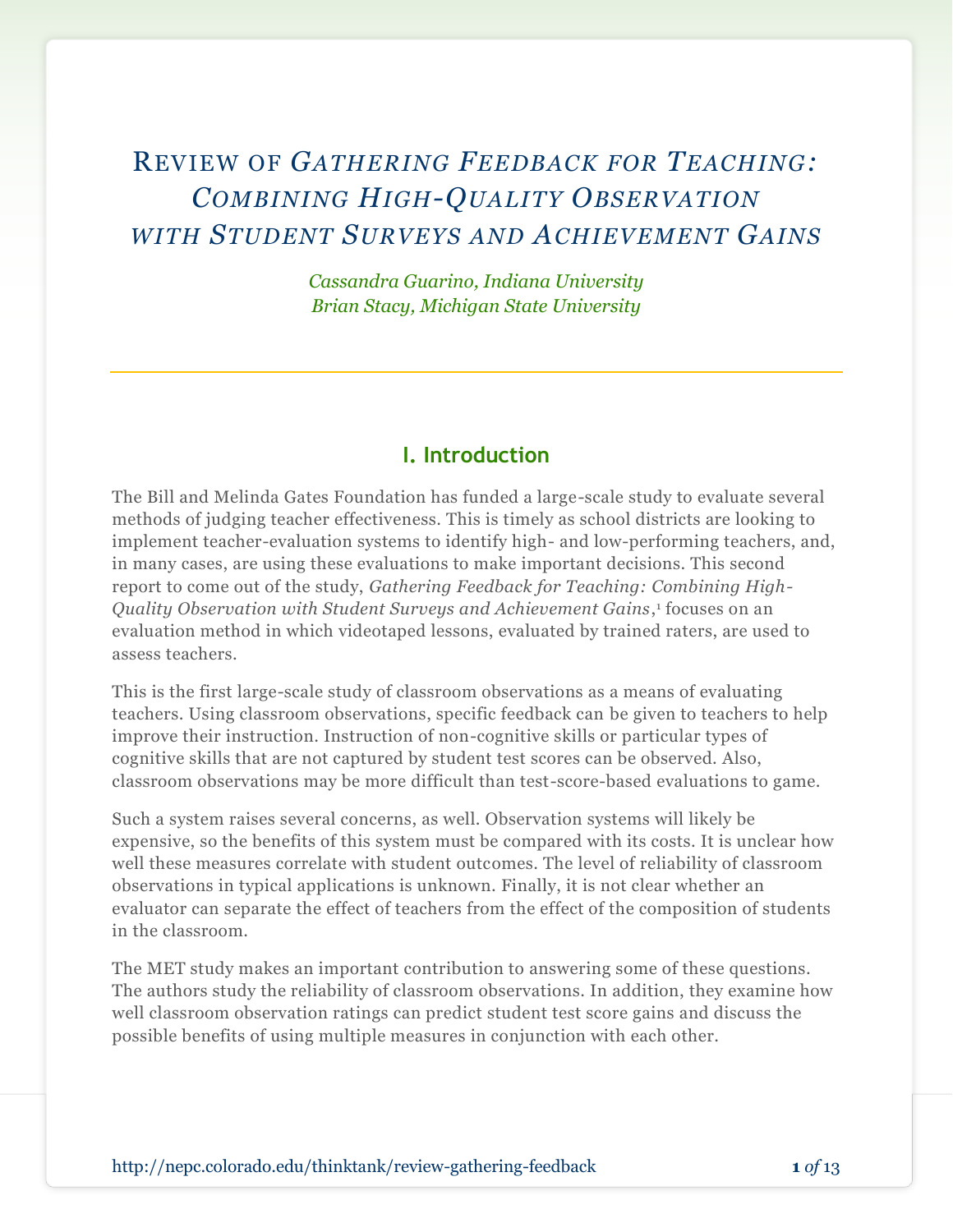# Review of *Gathering Feedback for Teaching: Combining High-Quality Observation with Student Surveys and Achievement Gains*

*Cassandra Guarino, Indiana University*
*Brian Stacy, Michigan State University*

## I. Introduction

The Bill and Melinda Gates Foundation has funded a large-scale study to evaluate several methods of judging teacher effectiveness. This is timely as school districts are looking to implement teacher-evaluation systems to identify high- and low-performing teachers, and, in many cases, are using these evaluations to make important decisions. This second report to come out of the study, *Gathering Feedback for Teaching: Combining High-Quality Observation with Student Surveys and Achievement Gains*,[1] focuses on an evaluation method in which videotaped lessons, evaluated by trained raters, are used to assess teachers.

This is the first large-scale study of classroom observations as a means of evaluating teachers. Using classroom observations, specific feedback can be given to teachers to help improve their instruction. Instruction of non-cognitive skills or particular types of cognitive skills that are not captured by student test scores can be observed. Also, classroom observations may be more difficult than test-score-based evaluations to game.

Such a system raises several concerns, as well. Observation systems will likely be expensive, so the benefits of this system must be compared with its costs. It is unclear how well these measures correlate with student outcomes. The level of reliability of classroom observations in typical applications is unknown. Finally, it is not clear whether an evaluator can separate the effect of teachers from the effect of the composition of students in the classroom.

The MET study makes an important contribution to answering some of these questions. The authors study the reliability of classroom observations. In addition, they examine how well classroom observation ratings can predict student test score gains and discuss the possible benefits of using multiple measures in conjunction with each other.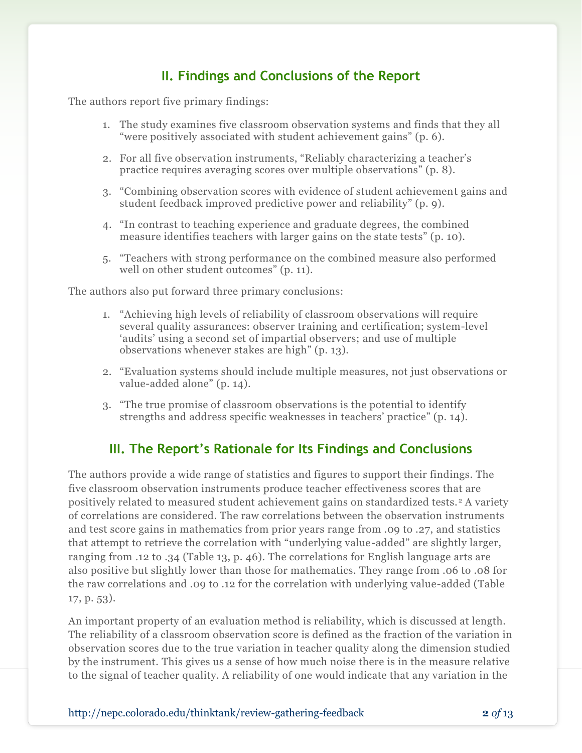## II. Findings and Conclusions of the Report

The authors report five primary findings:

1. The study examines five classroom observation systems and finds that they all “were positively associated with student achievement gains” (p. 6).
2. For all five observation instruments, “Reliably characterizing a teacher’s practice requires averaging scores over multiple observations” (p. 8).
3. “Combining observation scores with evidence of student achievement gains and student feedback improved predictive power and reliability” (p. 9).
4. “In contrast to teaching experience and graduate degrees, the combined measure identifies teachers with larger gains on the state tests” (p. 10).
5. “Teachers with strong performance on the combined measure also performed well on other student outcomes” (p. 11).

The authors also put forward three primary conclusions:

1. “Achieving high levels of reliability of classroom observations will require several quality assurances: observer training and certification; system-level ‘audits’ using a second set of impartial observers; and use of multiple observations whenever stakes are high” (p. 13).
2. “Evaluation systems should include multiple measures, not just observations or value-added alone” (p. 14).
3. “The true promise of classroom observations is the potential to identify strengths and address specific weaknesses in teachers’ practice” (p. 14).

## III. The Report’s Rationale for Its Findings and Conclusions

The authors provide a wide range of statistics and figures to support their findings. The five classroom observation instruments produce teacher effectiveness scores that are positively related to measured student achievement gains on standardized tests.[2] A variety of correlations are considered. The raw correlations between the observation instruments and test score gains in mathematics from prior years range from .09 to .27, and statistics that attempt to retrieve the correlation with “underlying value-added” are slightly larger, ranging from .12 to .34 (Table 13, p. 46). The correlations for English language arts are also positive but slightly lower than those for mathematics. They range from .06 to .08 for the raw correlations and .09 to .12 for the correlation with underlying value-added (Table 17, p. 53).

An important property of an evaluation method is reliability, which is discussed at length. The reliability of a classroom observation score is defined as the fraction of the variation in observation scores due to the true variation in teacher quality along the dimension studied by the instrument. This gives us a sense of how much noise there is in the measure relative to the signal of teacher quality. A reliability of one would indicate that any variation in the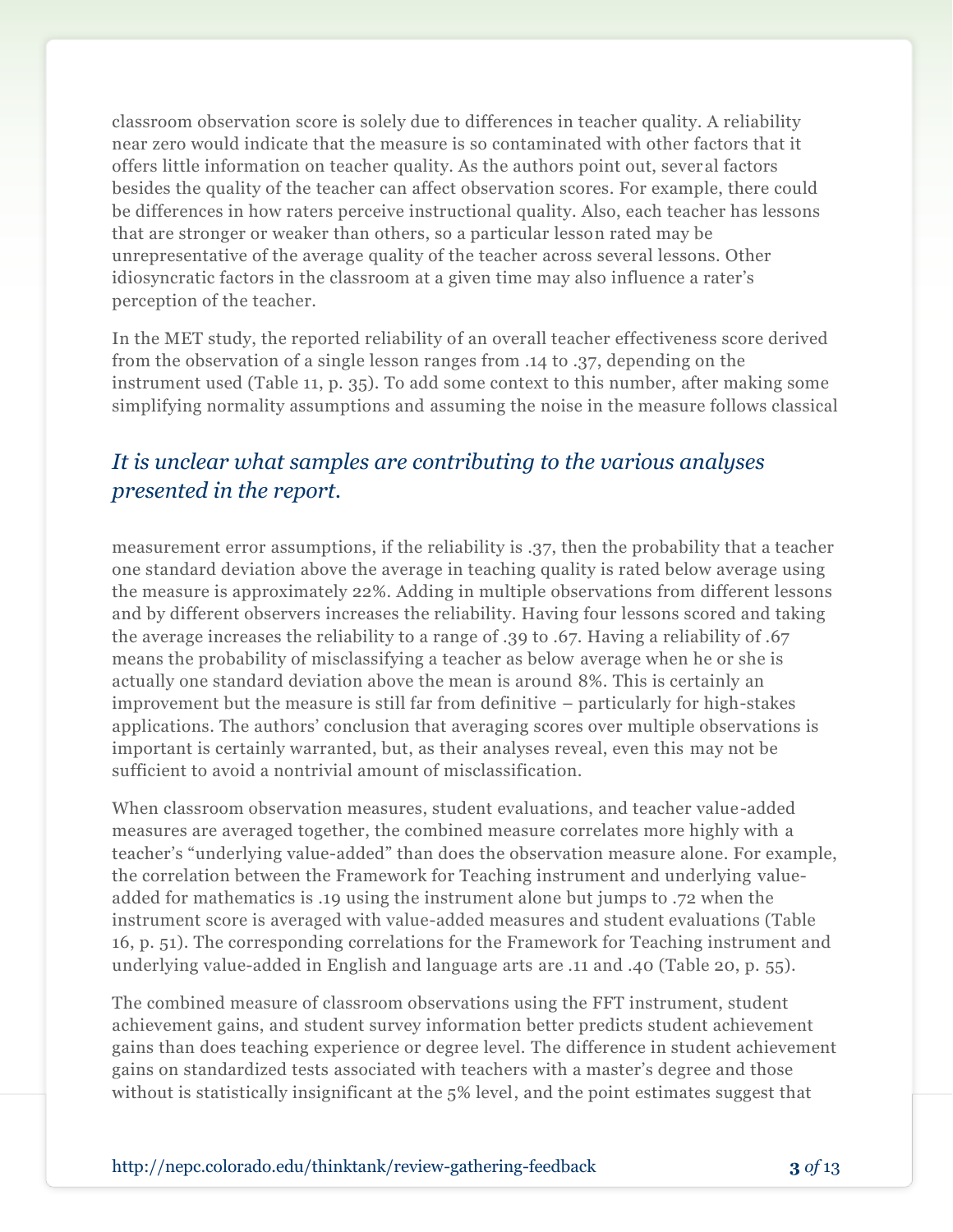classroom observation score is solely due to differences in teacher quality. A reliability near zero would indicate that the measure is so contaminated with other factors that it offers little information on teacher quality. As the authors point out, several factors besides the quality of the teacher can affect observation scores. For example, there could be differences in how raters perceive instructional quality. Also, each teacher has lessons that are stronger or weaker than others, so a particular lesson rated may be unrepresentative of the average quality of the teacher across several lessons. Other idiosyncratic factors in the classroom at a given time may also influence a rater's perception of the teacher.

In the MET study, the reported reliability of an overall teacher effectiveness score derived from the observation of a single lesson ranges from .14 to .37, depending on the instrument used (Table 11, p. 35). To add some context to this number, after making some simplifying normality assumptions and assuming the noise in the measure follows classical measurement error assumptions, if the reliability is .37, then the probability that a teacher one standard deviation above the average in teaching quality is rated below average using the measure is approximately 22%. Adding in multiple observations from different lessons and by different observers increases the reliability. Having four lessons scored and taking the average increases the reliability to a range of .39 to .67. Having a reliability of .67 means the probability of misclassifying a teacher as below average when he or she is actually one standard deviation above the mean is around 8%. This is certainly an improvement but the measure is still far from definitive – particularly for high-stakes applications. The authors' conclusion that averaging scores over multiple observations is important is certainly warranted, but, as their analyses reveal, even this may not be sufficient to avoid a nontrivial amount of misclassification.

*It is unclear what samples are contributing to the various analyses presented in the report.*

When classroom observation measures, student evaluations, and teacher value-added measures are averaged together, the combined measure correlates more highly with a teacher's "underlying value-added" than does the observation measure alone. For example, the correlation between the Framework for Teaching instrument and underlying value-added for mathematics is .19 using the instrument alone but jumps to .72 when the instrument score is averaged with value-added measures and student evaluations (Table 16, p. 51). The corresponding correlations for the Framework for Teaching instrument and underlying value-added in English and language arts are .11 and .40 (Table 20, p. 55).

The combined measure of classroom observations using the FFT instrument, student achievement gains, and student survey information better predicts student achievement gains than does teaching experience or degree level. The difference in student achievement gains on standardized tests associated with teachers with a master's degree and those without is statistically insignificant at the 5% level, and the point estimates suggest that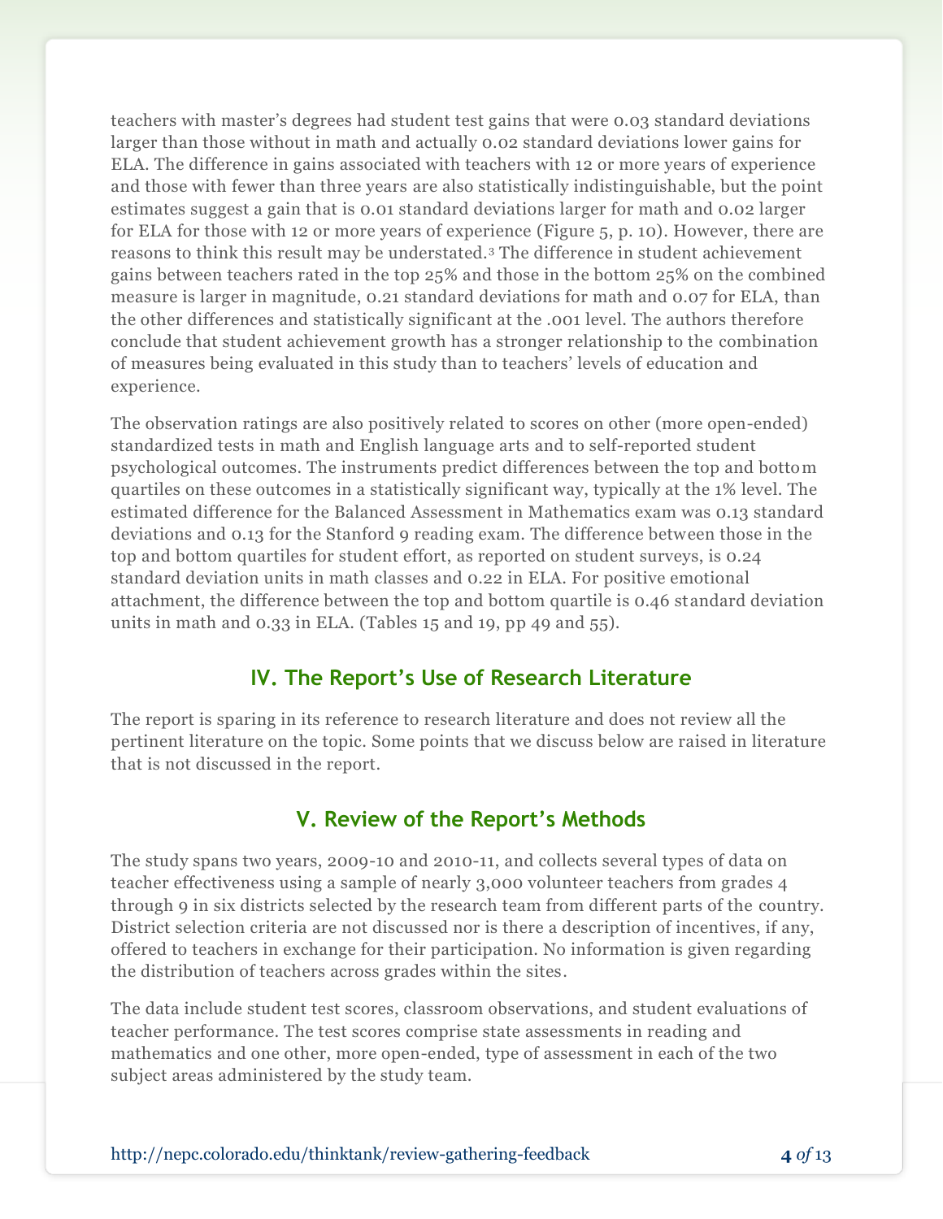teachers with master's degrees had student test gains that were 0.03 standard deviations larger than those without in math and actually 0.02 standard deviations lower gains for ELA. The difference in gains associated with teachers with 12 or more years of experience and those with fewer than three years are also statistically indistinguishable, but the point estimates suggest a gain that is 0.01 standard deviations larger for math and 0.02 larger for ELA for those with 12 or more years of experience (Figure 5, p. 10). However, there are reasons to think this result may be understated.[3] The difference in student achievement gains between teachers rated in the top 25% and those in the bottom 25% on the combined measure is larger in magnitude, 0.21 standard deviations for math and 0.07 for ELA, than the other differences and statistically significant at the .001 level. The authors therefore conclude that student achievement growth has a stronger relationship to the combination of measures being evaluated in this study than to teachers' levels of education and experience.

The observation ratings are also positively related to scores on other (more open-ended) standardized tests in math and English language arts and to self-reported student psychological outcomes. The instruments predict differences between the top and bottom quartiles on these outcomes in a statistically significant way, typically at the 1% level. The estimated difference for the Balanced Assessment in Mathematics exam was 0.13 standard deviations and 0.13 for the Stanford 9 reading exam. The difference between those in the top and bottom quartiles for student effort, as reported on student surveys, is 0.24 standard deviation units in math classes and 0.22 in ELA. For positive emotional attachment, the difference between the top and bottom quartile is 0.46 standard deviation units in math and 0.33 in ELA. (Tables 15 and 19, pp 49 and 55).

## IV. The Report's Use of Research Literature

The report is sparing in its reference to research literature and does not review all the pertinent literature on the topic. Some points that we discuss below are raised in literature that is not discussed in the report.

## V. Review of the Report's Methods

The study spans two years, 2009-10 and 2010-11, and collects several types of data on teacher effectiveness using a sample of nearly 3,000 volunteer teachers from grades 4 through 9 in six districts selected by the research team from different parts of the country. District selection criteria are not discussed nor is there a description of incentives, if any, offered to teachers in exchange for their participation. No information is given regarding the distribution of teachers across grades within the sites.

The data include student test scores, classroom observations, and student evaluations of teacher performance. The test scores comprise state assessments in reading and mathematics and one other, more open-ended, type of assessment in each of the two subject areas administered by the study team.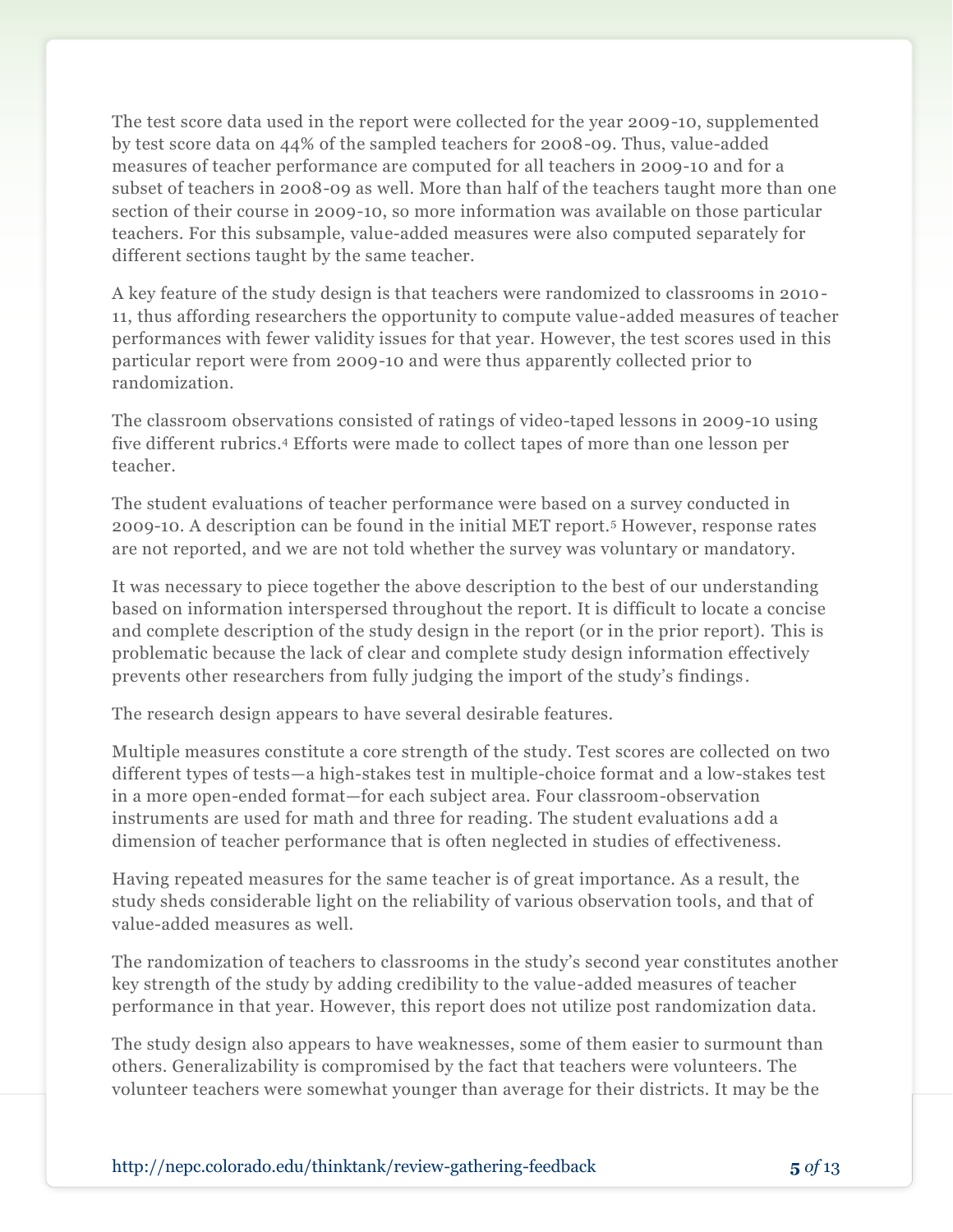The test score data used in the report were collected for the year 2009-10, supplemented by test score data on 44% of the sampled teachers for 2008-09. Thus, value-added measures of teacher performance are computed for all teachers in 2009-10 and for a subset of teachers in 2008-09 as well. More than half of the teachers taught more than one section of their course in 2009-10, so more information was available on those particular teachers. For this subsample, value-added measures were also computed separately for different sections taught by the same teacher.

A key feature of the study design is that teachers were randomized to classrooms in 2010-11, thus affording researchers the opportunity to compute value-added measures of teacher performances with fewer validity issues for that year. However, the test scores used in this particular report were from 2009-10 and were thus apparently collected prior to randomization.

The classroom observations consisted of ratings of video-taped lessons in 2009-10 using five different rubrics.[4] Efforts were made to collect tapes of more than one lesson per teacher.

The student evaluations of teacher performance were based on a survey conducted in 2009-10. A description can be found in the initial MET report.[5] However, response rates are not reported, and we are not told whether the survey was voluntary or mandatory.

It was necessary to piece together the above description to the best of our understanding based on information interspersed throughout the report. It is difficult to locate a concise and complete description of the study design in the report (or in the prior report). This is problematic because the lack of clear and complete study design information effectively prevents other researchers from fully judging the import of the study's findings.

The research design appears to have several desirable features.

Multiple measures constitute a core strength of the study. Test scores are collected on two different types of tests—a high-stakes test in multiple-choice format and a low-stakes test in a more open-ended format—for each subject area. Four classroom-observation instruments are used for math and three for reading. The student evaluations add a dimension of teacher performance that is often neglected in studies of effectiveness.

Having repeated measures for the same teacher is of great importance. As a result, the study sheds considerable light on the reliability of various observation tools, and that of value-added measures as well.

The randomization of teachers to classrooms in the study's second year constitutes another key strength of the study by adding credibility to the value-added measures of teacher performance in that year. However, this report does not utilize post randomization data.

The study design also appears to have weaknesses, some of them easier to surmount than others. Generalizability is compromised by the fact that teachers were volunteers. The volunteer teachers were somewhat younger than average for their districts. It may be the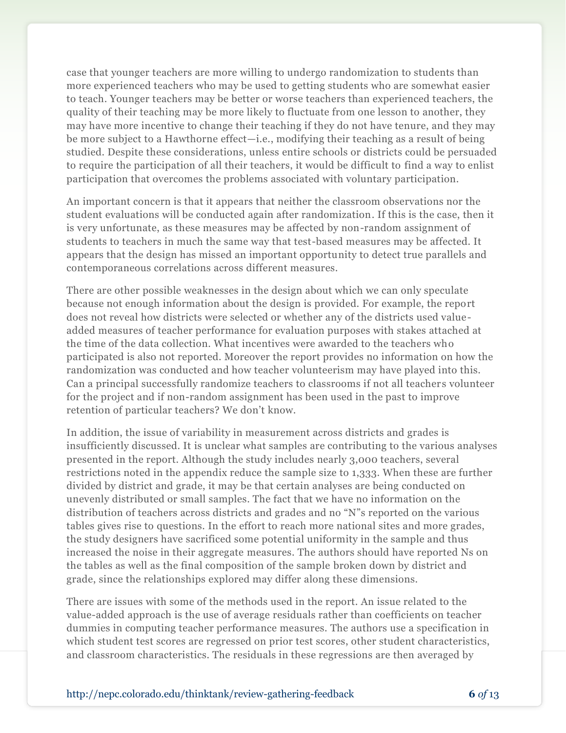case that younger teachers are more willing to undergo randomization to students than more experienced teachers who may be used to getting students who are somewhat easier to teach. Younger teachers may be better or worse teachers than experienced teachers, the quality of their teaching may be more likely to fluctuate from one lesson to another, they may have more incentive to change their teaching if they do not have tenure, and they may be more subject to a Hawthorne effect—i.e., modifying their teaching as a result of being studied. Despite these considerations, unless entire schools or districts could be persuaded to require the participation of all their teachers, it would be difficult to find a way to enlist participation that overcomes the problems associated with voluntary participation.

An important concern is that it appears that neither the classroom observations nor the student evaluations will be conducted again after randomization. If this is the case, then it is very unfortunate, as these measures may be affected by non-random assignment of students to teachers in much the same way that test-based measures may be affected. It appears that the design has missed an important opportunity to detect true parallels and contemporaneous correlations across different measures.

There are other possible weaknesses in the design about which we can only speculate because not enough information about the design is provided. For example, the report does not reveal how districts were selected or whether any of the districts used value-added measures of teacher performance for evaluation purposes with stakes attached at the time of the data collection. What incentives were awarded to the teachers who participated is also not reported. Moreover the report provides no information on how the randomization was conducted and how teacher volunteerism may have played into this. Can a principal successfully randomize teachers to classrooms if not all teachers volunteer for the project and if non-random assignment has been used in the past to improve retention of particular teachers? We don't know.

In addition, the issue of variability in measurement across districts and grades is insufficiently discussed. It is unclear what samples are contributing to the various analyses presented in the report. Although the study includes nearly 3,000 teachers, several restrictions noted in the appendix reduce the sample size to 1,333. When these are further divided by district and grade, it may be that certain analyses are being conducted on unevenly distributed or small samples. The fact that we have no information on the distribution of teachers across districts and grades and no "N"s reported on the various tables gives rise to questions. In the effort to reach more national sites and more grades, the study designers have sacrificed some potential uniformity in the sample and thus increased the noise in their aggregate measures. The authors should have reported Ns on the tables as well as the final composition of the sample broken down by district and grade, since the relationships explored may differ along these dimensions.

There are issues with some of the methods used in the report. An issue related to the value-added approach is the use of average residuals rather than coefficients on teacher dummies in computing teacher performance measures. The authors use a specification in which student test scores are regressed on prior test scores, other student characteristics, and classroom characteristics. The residuals in these regressions are then averaged by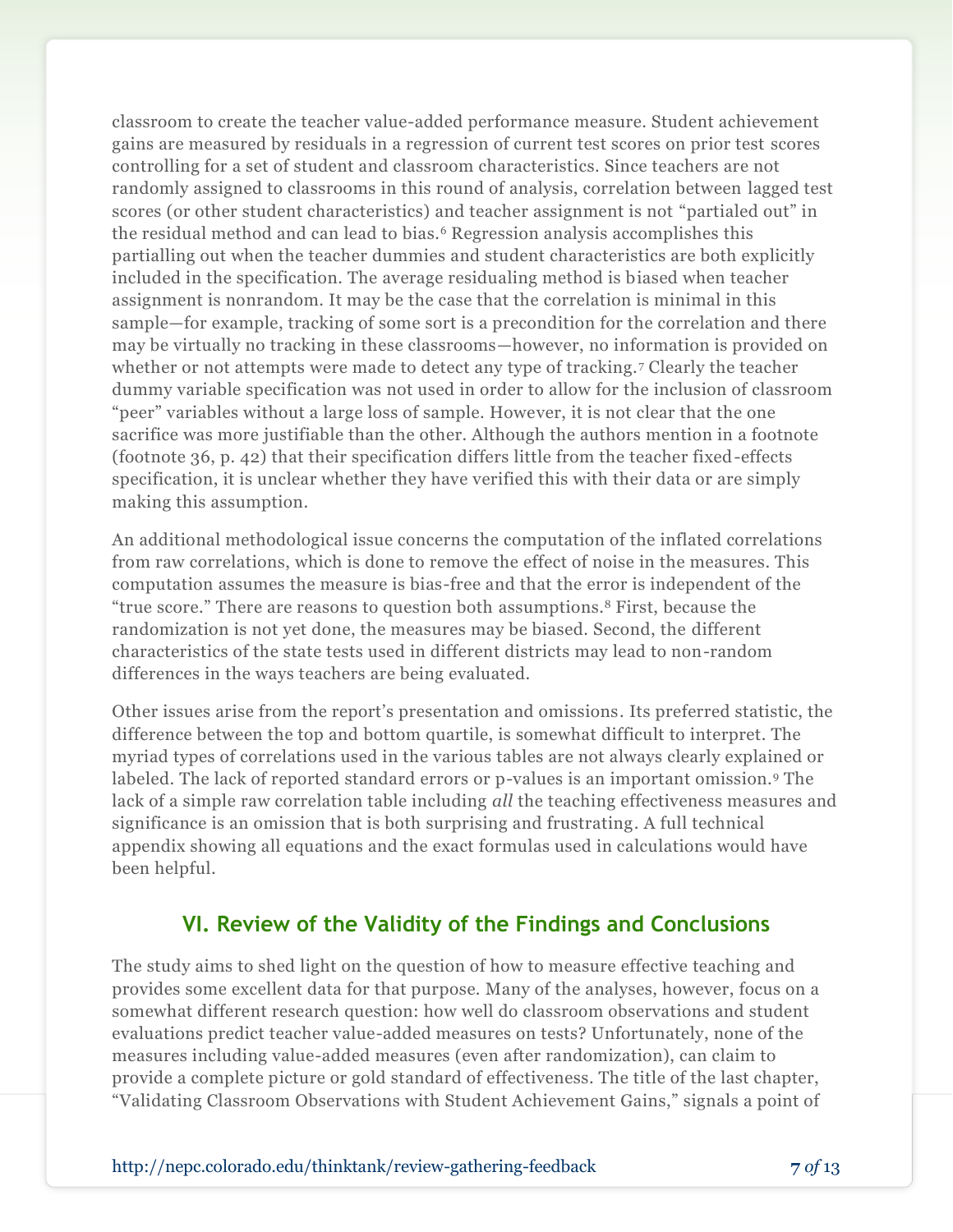classroom to create the teacher value-added performance measure. Student achievement gains are measured by residuals in a regression of current test scores on prior test scores controlling for a set of student and classroom characteristics. Since teachers are not randomly assigned to classrooms in this round of analysis, correlation between lagged test scores (or other student characteristics) and teacher assignment is not "partialed out" in the residual method and can lead to bias.[6] Regression analysis accomplishes this partialling out when the teacher dummies and student characteristics are both explicitly included in the specification. The average residualing method is biased when teacher assignment is nonrandom. It may be the case that the correlation is minimal in this sample—for example, tracking of some sort is a precondition for the correlation and there may be virtually no tracking in these classrooms—however, no information is provided on whether or not attempts were made to detect any type of tracking.[7] Clearly the teacher dummy variable specification was not used in order to allow for the inclusion of classroom "peer" variables without a large loss of sample. However, it is not clear that the one sacrifice was more justifiable than the other. Although the authors mention in a footnote (footnote 36, p. 42) that their specification differs little from the teacher fixed-effects specification, it is unclear whether they have verified this with their data or are simply making this assumption.

An additional methodological issue concerns the computation of the inflated correlations from raw correlations, which is done to remove the effect of noise in the measures. This computation assumes the measure is bias-free and that the error is independent of the "true score." There are reasons to question both assumptions.[8] First, because the randomization is not yet done, the measures may be biased. Second, the different characteristics of the state tests used in different districts may lead to non-random differences in the ways teachers are being evaluated.

Other issues arise from the report's presentation and omissions. Its preferred statistic, the difference between the top and bottom quartile, is somewhat difficult to interpret. The myriad types of correlations used in the various tables are not always clearly explained or labeled. The lack of reported standard errors or p-values is an important omission.[9] The lack of a simple raw correlation table including *all* the teaching effectiveness measures and significance is an omission that is both surprising and frustrating. A full technical appendix showing all equations and the exact formulas used in calculations would have been helpful.

## VI. Review of the Validity of the Findings and Conclusions

The study aims to shed light on the question of how to measure effective teaching and provides some excellent data for that purpose. Many of the analyses, however, focus on a somewhat different research question: how well do classroom observations and student evaluations predict teacher value-added measures on tests? Unfortunately, none of the measures including value-added measures (even after randomization), can claim to provide a complete picture or gold standard of effectiveness. The title of the last chapter, "Validating Classroom Observations with Student Achievement Gains," signals a point of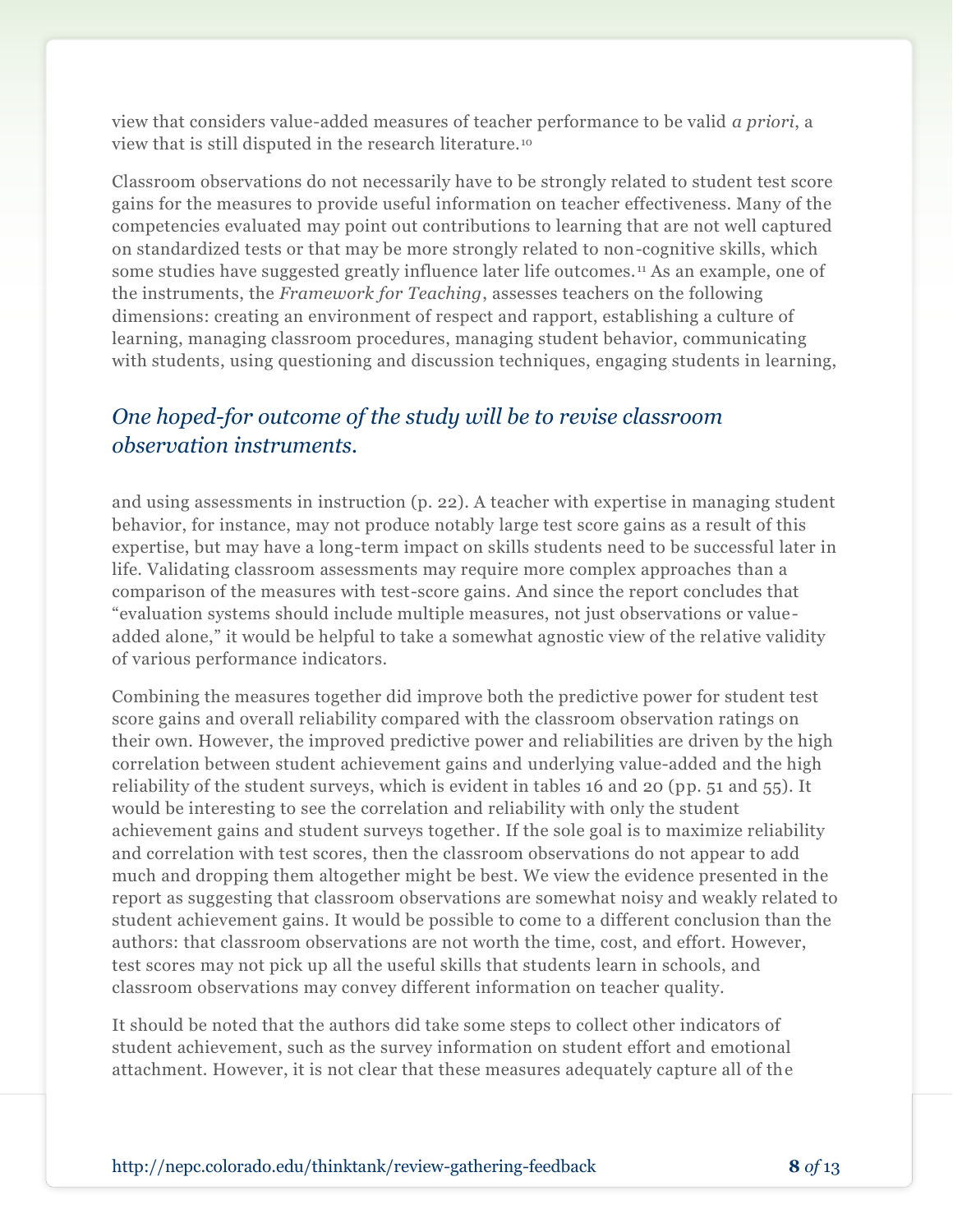view that considers value-added measures of teacher performance to be valid *a priori*, a view that is still disputed in the research literature.[10]

Classroom observations do not necessarily have to be strongly related to student test score gains for the measures to provide useful information on teacher effectiveness. Many of the competencies evaluated may point out contributions to learning that are not well captured on standardized tests or that may be more strongly related to non-cognitive skills, which some studies have suggested greatly influence later life outcomes.[11] As an example, one of the instruments, the *Framework for Teaching*, assesses teachers on the following dimensions: creating an environment of respect and rapport, establishing a culture of learning, managing classroom procedures, managing student behavior, communicating with students, using questioning and discussion techniques, engaging students in learning, and using assessments in instruction (p. 22). A teacher with expertise in managing student behavior, for instance, may not produce notably large test score gains as a result of this expertise, but may have a long-term impact on skills students need to be successful later in life. Validating classroom assessments may require more complex approaches than a comparison of the measures with test-score gains. And since the report concludes that "evaluation systems should include multiple measures, not just observations or value-added alone," it would be helpful to take a somewhat agnostic view of the relative validity of various performance indicators.

*One hoped-for outcome of the study will be to revise classroom observation instruments.*

Combining the measures together did improve both the predictive power for student test score gains and overall reliability compared with the classroom observation ratings on their own. However, the improved predictive power and reliabilities are driven by the high correlation between student achievement gains and underlying value-added and the high reliability of the student surveys, which is evident in tables 16 and 20 (pp. 51 and 55). It would be interesting to see the correlation and reliability with only the student achievement gains and student surveys together. If the sole goal is to maximize reliability and correlation with test scores, then the classroom observations do not appear to add much and dropping them altogether might be best. We view the evidence presented in the report as suggesting that classroom observations are somewhat noisy and weakly related to student achievement gains. It would be possible to come to a different conclusion than the authors: that classroom observations are not worth the time, cost, and effort. However, test scores may not pick up all the useful skills that students learn in schools, and classroom observations may convey different information on teacher quality.

It should be noted that the authors did take some steps to collect other indicators of student achievement, such as the survey information on student effort and emotional attachment. However, it is not clear that these measures adequately capture all of the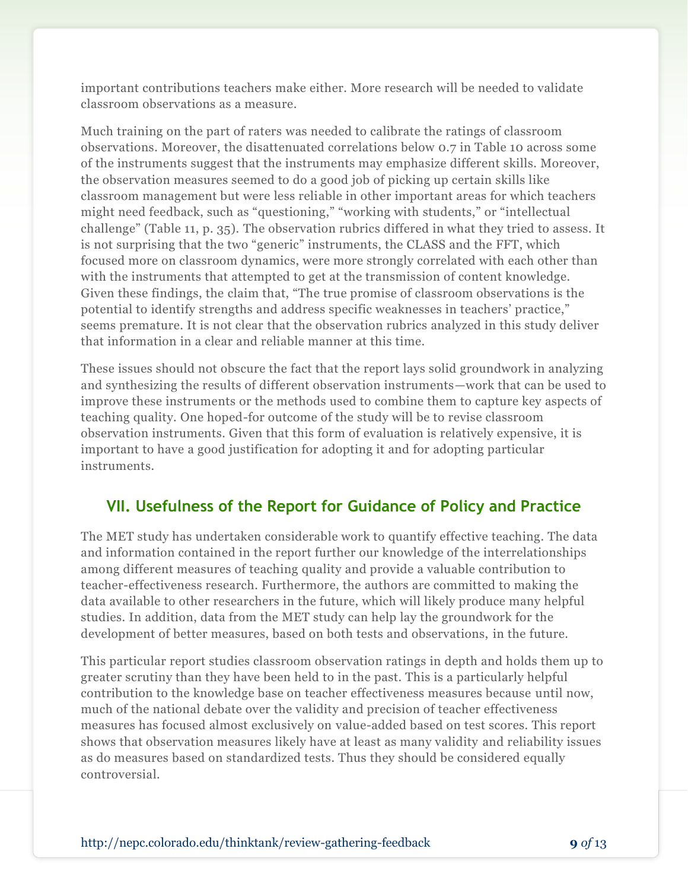important contributions teachers make either. More research will be needed to validate classroom observations as a measure.

Much training on the part of raters was needed to calibrate the ratings of classroom observations. Moreover, the disattenuated correlations below 0.7 in Table 10 across some of the instruments suggest that the instruments may emphasize different skills. Moreover, the observation measures seemed to do a good job of picking up certain skills like classroom management but were less reliable in other important areas for which teachers might need feedback, such as "questioning," "working with students," or "intellectual challenge" (Table 11, p. 35). The observation rubrics differed in what they tried to assess. It is not surprising that the two "generic" instruments, the CLASS and the FFT, which focused more on classroom dynamics, were more strongly correlated with each other than with the instruments that attempted to get at the transmission of content knowledge. Given these findings, the claim that, "The true promise of classroom observations is the potential to identify strengths and address specific weaknesses in teachers' practice," seems premature. It is not clear that the observation rubrics analyzed in this study deliver that information in a clear and reliable manner at this time.

These issues should not obscure the fact that the report lays solid groundwork in analyzing and synthesizing the results of different observation instruments—work that can be used to improve these instruments or the methods used to combine them to capture key aspects of teaching quality. One hoped-for outcome of the study will be to revise classroom observation instruments. Given that this form of evaluation is relatively expensive, it is important to have a good justification for adopting it and for adopting particular instruments.

## VII. Usefulness of the Report for Guidance of Policy and Practice

The MET study has undertaken considerable work to quantify effective teaching. The data and information contained in the report further our knowledge of the interrelationships among different measures of teaching quality and provide a valuable contribution to teacher-effectiveness research. Furthermore, the authors are committed to making the data available to other researchers in the future, which will likely produce many helpful studies. In addition, data from the MET study can help lay the groundwork for the development of better measures, based on both tests and observations, in the future.

This particular report studies classroom observation ratings in depth and holds them up to greater scrutiny than they have been held to in the past. This is a particularly helpful contribution to the knowledge base on teacher effectiveness measures because until now, much of the national debate over the validity and precision of teacher effectiveness measures has focused almost exclusively on value-added based on test scores. This report shows that observation measures likely have at least as many validity and reliability issues as do measures based on standardized tests. Thus they should be considered equally controversial.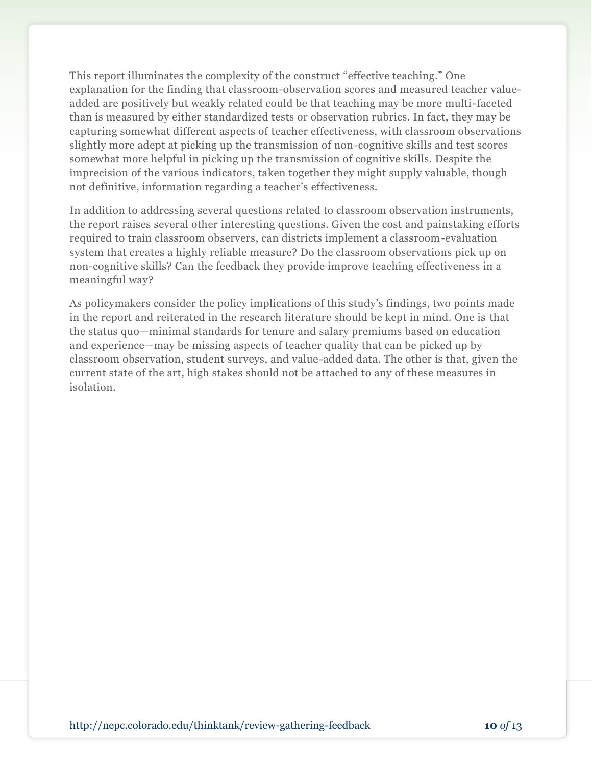This report illuminates the complexity of the construct "effective teaching." One explanation for the finding that classroom-observation scores and measured teacher value-added are positively but weakly related could be that teaching may be more multi-faceted than is measured by either standardized tests or observation rubrics. In fact, they may be capturing somewhat different aspects of teacher effectiveness, with classroom observations slightly more adept at picking up the transmission of non-cognitive skills and test scores somewhat more helpful in picking up the transmission of cognitive skills. Despite the imprecision of the various indicators, taken together they might supply valuable, though not definitive, information regarding a teacher's effectiveness.

In addition to addressing several questions related to classroom observation instruments, the report raises several other interesting questions. Given the cost and painstaking efforts required to train classroom observers, can districts implement a classroom-evaluation system that creates a highly reliable measure? Do the classroom observations pick up on non-cognitive skills? Can the feedback they provide improve teaching effectiveness in a meaningful way?

As policymakers consider the policy implications of this study's findings, two points made in the report and reiterated in the research literature should be kept in mind. One is that the status quo—minimal standards for tenure and salary premiums based on education and experience—may be missing aspects of teacher quality that can be picked up by classroom observation, student surveys, and value-added data. The other is that, given the current state of the art, high stakes should not be attached to any of these measures in isolation.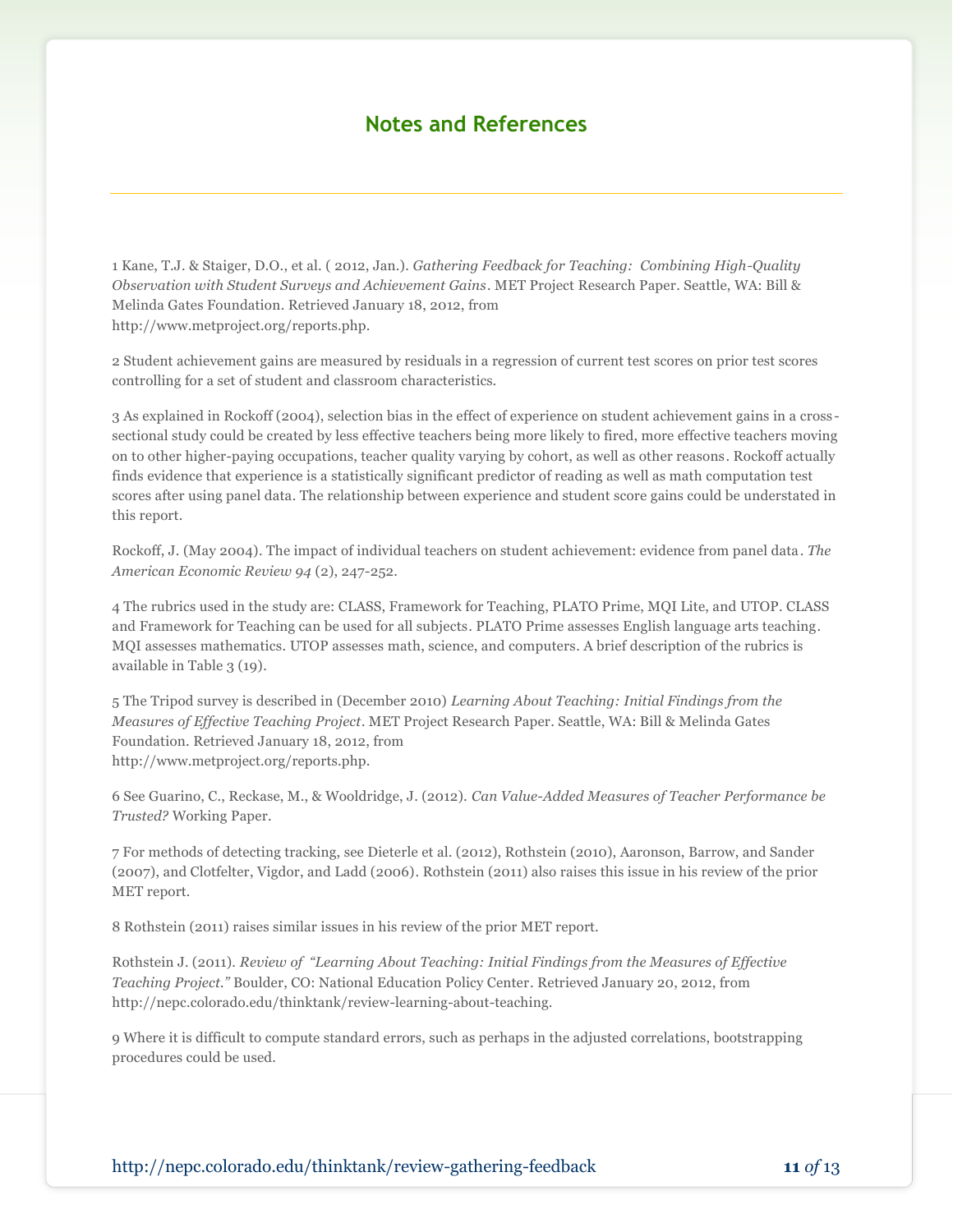## Notes and References

1 Kane, T.J. & Staiger, D.O., et al. ( 2012, Jan.). *Gathering Feedback for Teaching: Combining High-Quality Observation with Student Surveys and Achievement Gains*. MET Project Research Paper. Seattle, WA: Bill & Melinda Gates Foundation. Retrieved January 18, 2012, from http://www.metproject.org/reports.php.

2 Student achievement gains are measured by residuals in a regression of current test scores on prior test scores controlling for a set of student and classroom characteristics.

3 As explained in Rockoff (2004), selection bias in the effect of experience on student achievement gains in a cross-sectional study could be created by less effective teachers being more likely to fired, more effective teachers moving on to other higher-paying occupations, teacher quality varying by cohort, as well as other reasons. Rockoff actually finds evidence that experience is a statistically significant predictor of reading as well as math computation test scores after using panel data. The relationship between experience and student score gains could be understated in this report.

Rockoff, J. (May 2004). The impact of individual teachers on student achievement: evidence from panel data. *The American Economic Review 94* (2), 247-252.

4 The rubrics used in the study are: CLASS, Framework for Teaching, PLATO Prime, MQI Lite, and UTOP. CLASS and Framework for Teaching can be used for all subjects. PLATO Prime assesses English language arts teaching. MQI assesses mathematics. UTOP assesses math, science, and computers. A brief description of the rubrics is available in Table 3 (19).

5 The Tripod survey is described in (December 2010) *Learning About Teaching: Initial Findings from the Measures of Effective Teaching Project*. MET Project Research Paper. Seattle, WA: Bill & Melinda Gates Foundation. Retrieved January 18, 2012, from http://www.metproject.org/reports.php.

6 See Guarino, C., Reckase, M., & Wooldridge, J. (2012). *Can Value-Added Measures of Teacher Performance be Trusted?* Working Paper.

7 For methods of detecting tracking, see Dieterle et al. (2012), Rothstein (2010), Aaronson, Barrow, and Sander (2007), and Clotfelter, Vigdor, and Ladd (2006). Rothstein (2011) also raises this issue in his review of the prior MET report.

8 Rothstein (2011) raises similar issues in his review of the prior MET report.

Rothstein J. (2011). *Review of "Learning About Teaching: Initial Findings from the Measures of Effective Teaching Project."* Boulder, CO: National Education Policy Center. Retrieved January 20, 2012, from http://nepc.colorado.edu/thinktank/review-learning-about-teaching.

9 Where it is difficult to compute standard errors, such as perhaps in the adjusted correlations, bootstrapping procedures could be used.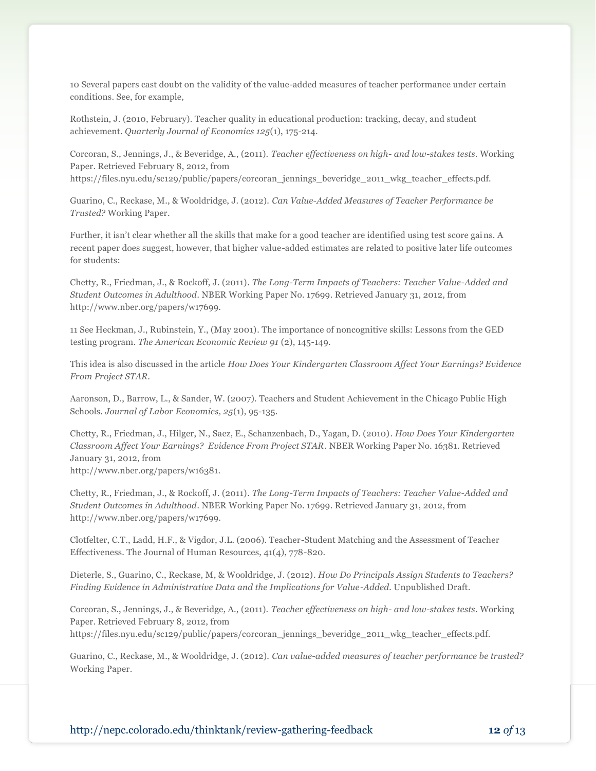10 Several papers cast doubt on the validity of the value-added measures of teacher performance under certain conditions. See, for example,

Rothstein, J. (2010, February). Teacher quality in educational production: tracking, decay, and student achievement. *Quarterly Journal of Economics 125*(1), 175-214.

Corcoran, S., Jennings, J., & Beveridge, A., (2011). *Teacher effectiveness on high- and low-stakes tests.* Working Paper. Retrieved February 8, 2012, from https://files.nyu.edu/sc129/public/papers/corcoran_jennings_beveridge_2011_wkg_teacher_effects.pdf.

Guarino, C., Reckase, M., & Wooldridge, J. (2012). *Can Value-Added Measures of Teacher Performance be Trusted?* Working Paper.

Further, it isn't clear whether all the skills that make for a good teacher are identified using test score gains. A recent paper does suggest, however, that higher value-added estimates are related to positive later life outcomes for students:

Chetty, R., Friedman, J., & Rockoff, J. (2011). *The Long-Term Impacts of Teachers: Teacher Value-Added and Student Outcomes in Adulthood.* NBER Working Paper No. 17699. Retrieved January 31, 2012, from http://www.nber.org/papers/w17699.

11 See Heckman, J., Rubinstein, Y., (May 2001). The importance of noncognitive skills: Lessons from the GED testing program. *The American Economic Review 91* (2), 145-149.

This idea is also discussed in the article *How Does Your Kindergarten Classroom Affect Your Earnings? Evidence From Project STAR.*

Aaronson, D., Barrow, L., & Sander, W. (2007). Teachers and Student Achievement in the Chicago Public High Schools. *Journal of Labor Economics, 25*(1), 95-135.

Chetty, R., Friedman, J., Hilger, N., Saez, E., Schanzenbach, D., Yagan, D. (2010). *How Does Your Kindergarten Classroom Affect Your Earnings? Evidence From Project STAR*. NBER Working Paper No. 16381. Retrieved January 31, 2012, from http://www.nber.org/papers/w16381.

Chetty, R., Friedman, J., & Rockoff, J. (2011). *The Long-Term Impacts of Teachers: Teacher Value-Added and Student Outcomes in Adulthood*. NBER Working Paper No. 17699. Retrieved January 31, 2012, from http://www.nber.org/papers/w17699.

Clotfelter, C.T., Ladd, H.F., & Vigdor, J.L. (2006). Teacher-Student Matching and the Assessment of Teacher Effectiveness. The Journal of Human Resources, 41(4), 778-820.

Dieterle, S., Guarino, C., Reckase, M, & Wooldridge, J. (2012). *How Do Principals Assign Students to Teachers? Finding Evidence in Administrative Data and the Implications for Value-Added.* Unpublished Draft.

Corcoran, S., Jennings, J., & Beveridge, A., (2011). *Teacher effectiveness on high- and low-stakes tests*. Working Paper. Retrieved February 8, 2012, from https://files.nyu.edu/sc129/public/papers/corcoran_jennings_beveridge_2011_wkg_teacher_effects.pdf.

Guarino, C., Reckase, M., & Wooldridge, J. (2012). *Can value-added measures of teacher performance be trusted?* Working Paper.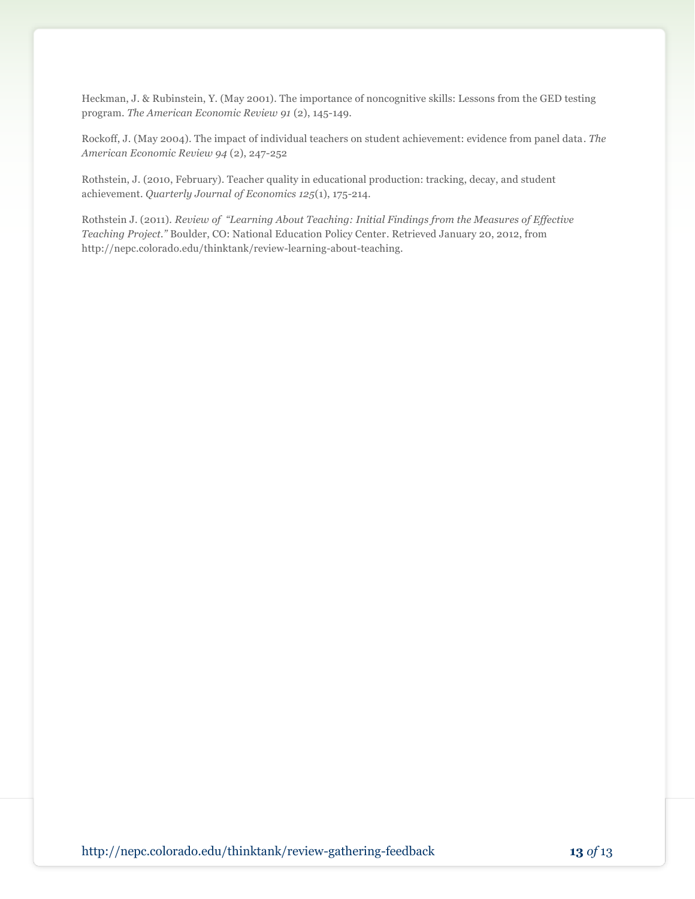Heckman, J. & Rubinstein, Y. (May 2001). The importance of noncognitive skills: Lessons from the GED testing program. *The American Economic Review 91* (2), 145-149.

Rockoff, J. (May 2004). The impact of individual teachers on student achievement: evidence from panel data. *The American Economic Review 94* (2), 247-252

Rothstein, J. (2010, February). Teacher quality in educational production: tracking, decay, and student achievement. *Quarterly Journal of Economics 125*(1), 175-214.

Rothstein J. (2011). *Review of "Learning About Teaching: Initial Findings from the Measures of Effective Teaching Project."* Boulder, CO: National Education Policy Center. Retrieved January 20, 2012, from http://nepc.colorado.edu/thinktank/review-learning-about-teaching.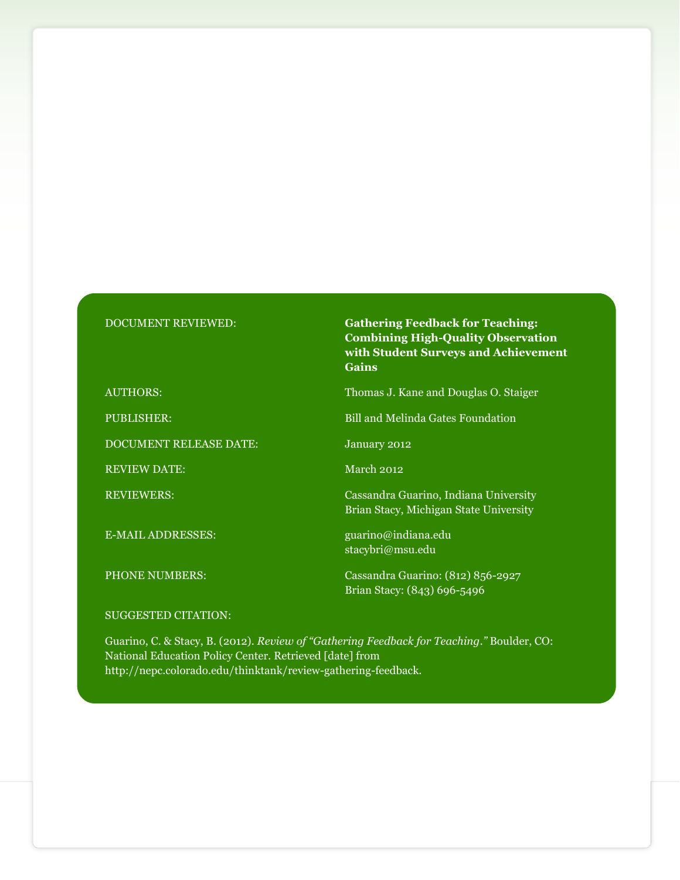| | |
|---|---|
| DOCUMENT REVIEWED: | **Gathering Feedback for Teaching: Combining High-Quality Observation with Student Surveys and Achievement Gains** |
| AUTHORS: | Thomas J. Kane and Douglas O. Staiger |
| PUBLISHER: | Bill and Melinda Gates Foundation |
| DOCUMENT RELEASE DATE: | January 2012 |
| REVIEW DATE: | March 2012 |
| REVIEWERS: | Cassandra Guarino, Indiana University<br>Brian Stacy, Michigan State University |
| E-MAIL ADDRESSES: | guarino@indiana.edu<br>stacybri@msu.edu |
| PHONE NUMBERS: | Cassandra Guarino: (812) 856-2927<br>Brian Stacy: (843) 696-5496 |

SUGGESTED CITATION:

Guarino, C. & Stacy, B. (2012). *Review of "Gathering Feedback for Teaching."* Boulder, CO: National Education Policy Center. Retrieved [date] from http://nepc.colorado.edu/thinktank/review-gathering-feedback.